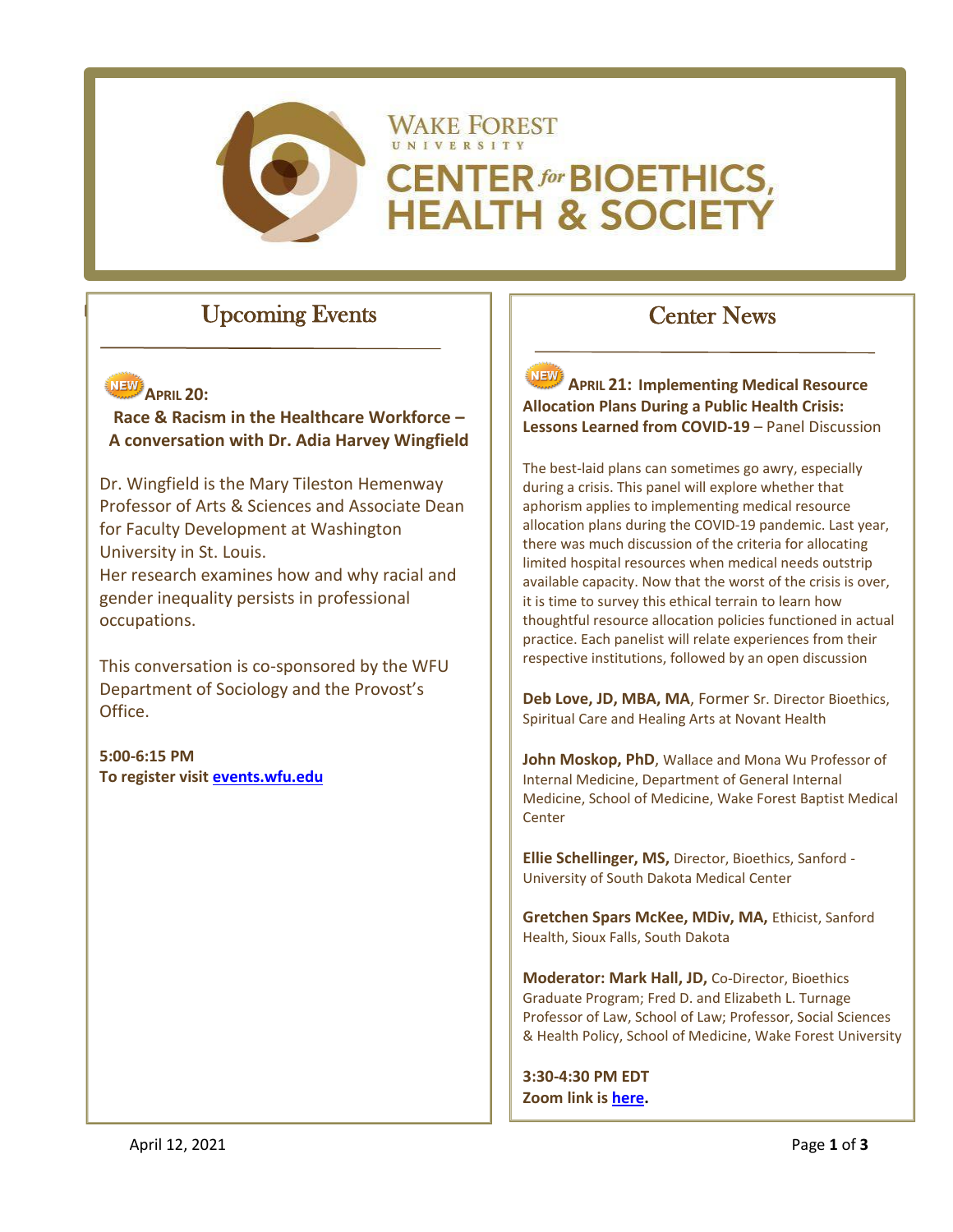# Wake Forest University Center for Bioethics, Health & Society

## Upcoming Events

NEW **APRIL 20:**

**Race & Racism in the Healthcare Workforce – A conversation with Dr. Adia Harvey Wingfield**

Dr. Wingfield is the Mary Tileston Hemenway Professor of Arts & Sciences and Associate Dean for Faculty Development at Washington University in St. Louis.
Her research examines how and why racial and gender inequality persists in professional occupations.

This conversation is co-sponsored by the WFU Department of Sociology and the Provost's Office.

**5:00-6:15 PM**
**To register visit events.wfu.edu**

## Center News

NEW **APRIL 21: Implementing Medical Resource Allocation Plans During a Public Health Crisis: Lessons Learned from COVID-19** – Panel Discussion

The best-laid plans can sometimes go awry, especially during a crisis. This panel will explore whether that aphorism applies to implementing medical resource allocation plans during the COVID-19 pandemic. Last year, there was much discussion of the criteria for allocating limited hospital resources when medical needs outstrip available capacity. Now that the worst of the crisis is over, it is time to survey this ethical terrain to learn how thoughtful resource allocation policies functioned in actual practice. Each panelist will relate experiences from their respective institutions, followed by an open discussion

**Deb Love, JD, MBA, MA**, Former Sr. Director Bioethics, Spiritual Care and Healing Arts at Novant Health

**John Moskop, PhD**, Wallace and Mona Wu Professor of Internal Medicine, Department of General Internal Medicine, School of Medicine, Wake Forest Baptist Medical Center

**Ellie Schellinger, MS,** Director, Bioethics, Sanford - University of South Dakota Medical Center

**Gretchen Spars McKee, MDiv, MA,** Ethicist, Sanford Health, Sioux Falls, South Dakota

**Moderator: Mark Hall, JD,** Co-Director, Bioethics Graduate Program; Fred D. and Elizabeth L. Turnage Professor of Law, School of Law; Professor, Social Sciences & Health Policy, School of Medicine, Wake Forest University

**3:30-4:30 PM EDT**
**Zoom link is here.**

April 12, 2021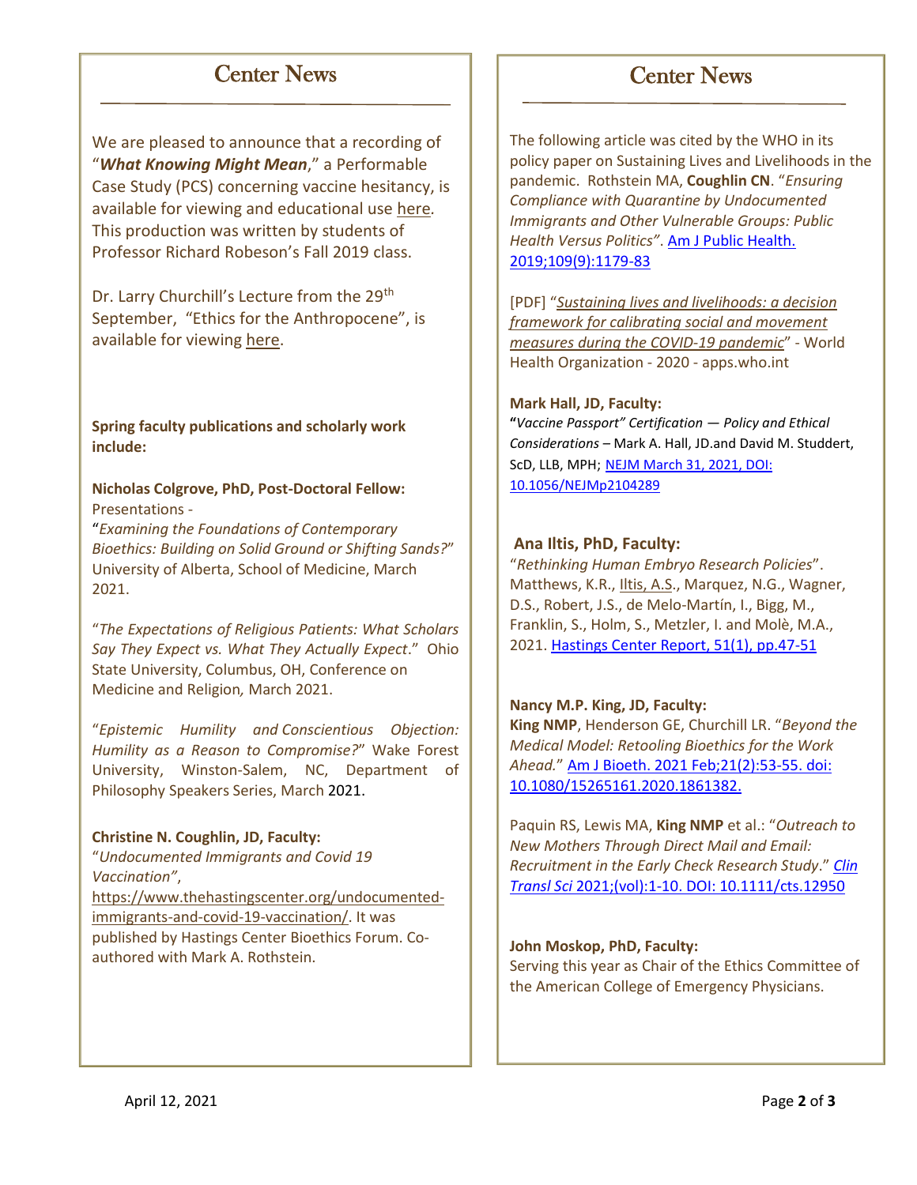## Center News

We are pleased to announce that a recording of "***What Knowing Might Mean***," a Performable Case Study (PCS) concerning vaccine hesitancy, is available for viewing and educational use here. This production was written by students of Professor Richard Robeson's Fall 2019 class.

Dr. Larry Churchill's Lecture from the 29th September, "Ethics for the Anthropocene", is available for viewing here.

**Spring faculty publications and scholarly work include:**

**Nicholas Colgrove, PhD, Post-Doctoral Fellow:**
Presentations -
"*Examining the Foundations of Contemporary Bioethics: Building on Solid Ground or Shifting Sands?*" University of Alberta, School of Medicine, March 2021.

"*The Expectations of Religious Patients: What Scholars Say They Expect vs. What They Actually Expect*." Ohio State University, Columbus, OH, Conference on Medicine and Religion, March 2021.

"*Epistemic Humility and Conscientious Objection: Humility as a Reason to Compromise?*" Wake Forest University, Winston-Salem, NC, Department of Philosophy Speakers Series, March 2021.

**Christine N. Coughlin, JD, Faculty:**
"*Undocumented Immigrants and Covid 19 Vaccination*", https://www.thehastingscenter.org/undocumented-immigrants-and-covid-19-vaccination/. It was published by Hastings Center Bioethics Forum. Co-authored with Mark A. Rothstein.

## Center News

The following article was cited by the WHO in its policy paper on Sustaining Lives and Livelihoods in the pandemic. Rothstein MA, **Coughlin CN**. "*Ensuring Compliance with Quarantine by Undocumented Immigrants and Other Vulnerable Groups: Public Health Versus Politics"*. Am J Public Health. 2019;109(9):1179-83

[PDF] "*Sustaining lives and livelihoods: a decision framework for calibrating social and movement measures during the COVID-19 pandemic*" - World Health Organization - 2020 - apps.who.int

**Mark Hall, JD, Faculty:**
"*Vaccine Passport" Certification — Policy and Ethical Considerations* – Mark A. Hall, JD.and David M. Studdert, ScD, LLB, MPH; NEJM March 31, 2021, DOI: 10.1056/NEJMp2104289

**Ana Iltis, PhD, Faculty:**
"*Rethinking Human Embryo Research Policies*". Matthews, K.R., Iltis, A.S., Marquez, N.G., Wagner, D.S., Robert, J.S., de Melo-Martín, I., Bigg, M., Franklin, S., Holm, S., Metzler, I. and Molè, M.A., 2021. Hastings Center Report, 51(1), pp.47-51

**Nancy M.P. King, JD, Faculty:**
**King NMP**, Henderson GE, Churchill LR. "*Beyond the Medical Model: Retooling Bioethics for the Work Ahead.*" Am J Bioeth. 2021 Feb;21(2):53-55. doi: 10.1080/15265161.2020.1861382.

Paquin RS, Lewis MA, **King NMP** et al.: "*Outreach to New Mothers Through Direct Mail and Email: Recruitment in the Early Check Research Study*." *Clin Transl Sci* 2021;(vol):1-10. DOI: 10.1111/cts.12950

**John Moskop, PhD, Faculty:**
Serving this year as Chair of the Ethics Committee of the American College of Emergency Physicians.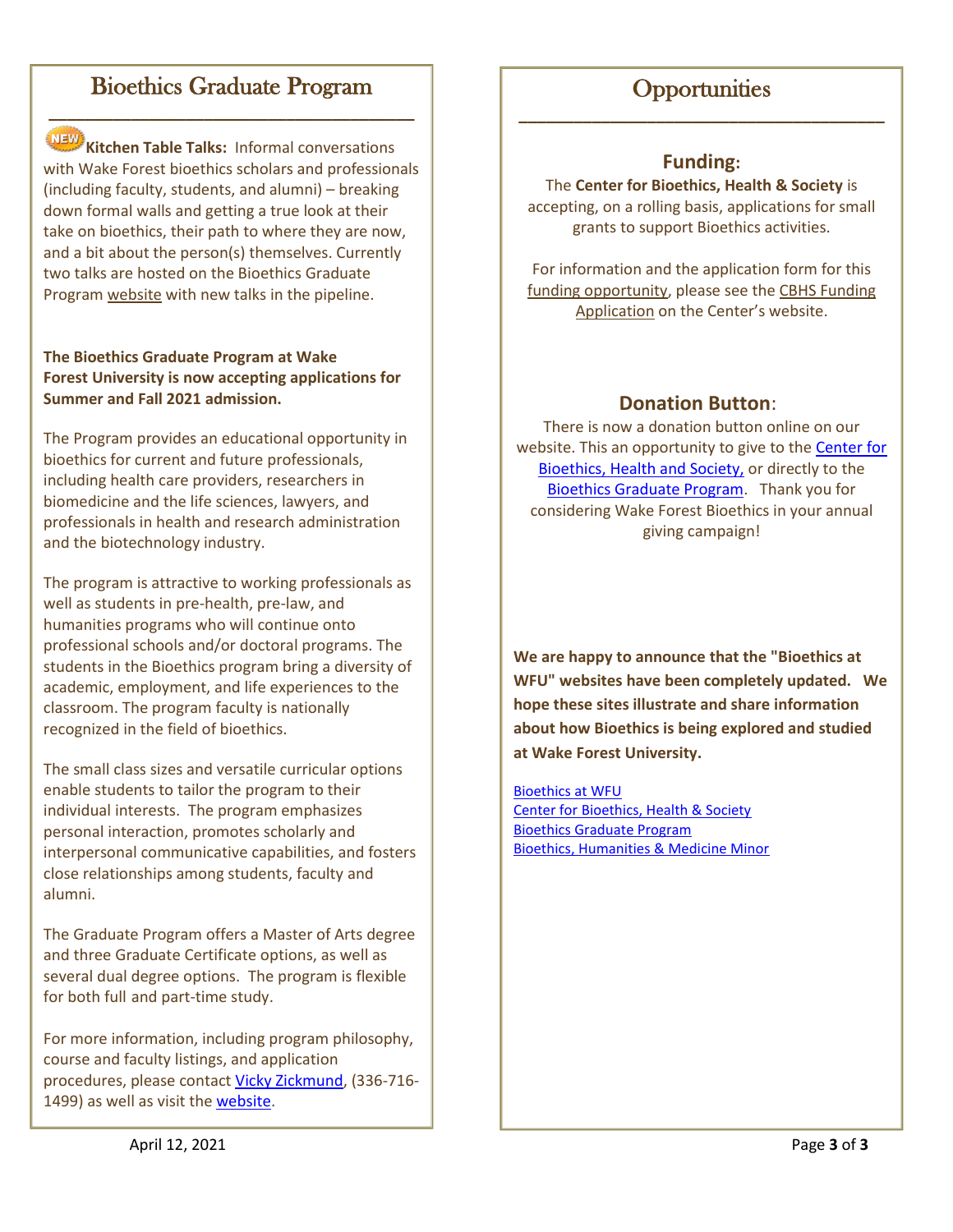# Bioethics Graduate Program

NEW **Kitchen Table Talks:** Informal conversations with Wake Forest bioethics scholars and professionals (including faculty, students, and alumni) – breaking down formal walls and getting a true look at their take on bioethics, their path to where they are now, and a bit about the person(s) themselves. Currently two talks are hosted on the Bioethics Graduate Program website with new talks in the pipeline.

**The Bioethics Graduate Program at Wake Forest University is now accepting applications for Summer and Fall 2021 admission.**

The Program provides an educational opportunity in bioethics for current and future professionals, including health care providers, researchers in biomedicine and the life sciences, lawyers, and professionals in health and research administration and the biotechnology industry.

The program is attractive to working professionals as well as students in pre-health, pre-law, and humanities programs who will continue onto professional schools and/or doctoral programs. The students in the Bioethics program bring a diversity of academic, employment, and life experiences to the classroom. The program faculty is nationally recognized in the field of bioethics.

The small class sizes and versatile curricular options enable students to tailor the program to their individual interests. The program emphasizes personal interaction, promotes scholarly and interpersonal communicative capabilities, and fosters close relationships among students, faculty and alumni.

The Graduate Program offers a Master of Arts degree and three Graduate Certificate options, as well as several dual degree options. The program is flexible for both full and part-time study.

For more information, including program philosophy, course and faculty listings, and application procedures, please contact Vicky Zickmund, (336-716-1499) as well as visit the website.

# Opportunities

## Funding:

The **Center for Bioethics, Health & Society** is accepting, on a rolling basis, applications for small grants to support Bioethics activities.

For information and the application form for this funding opportunity, please see the CBHS Funding Application on the Center's website.

## Donation Button:

There is now a donation button online on our website. This an opportunity to give to the Center for Bioethics, Health and Society, or directly to the Bioethics Graduate Program. Thank you for considering Wake Forest Bioethics in your annual giving campaign!

**We are happy to announce that the "Bioethics at WFU" websites have been completely updated. We hope these sites illustrate and share information about how Bioethics is being explored and studied at Wake Forest University.**

Bioethics at WFU
Center for Bioethics, Health & Society
Bioethics Graduate Program
Bioethics, Humanities & Medicine Minor

April 12, 2021